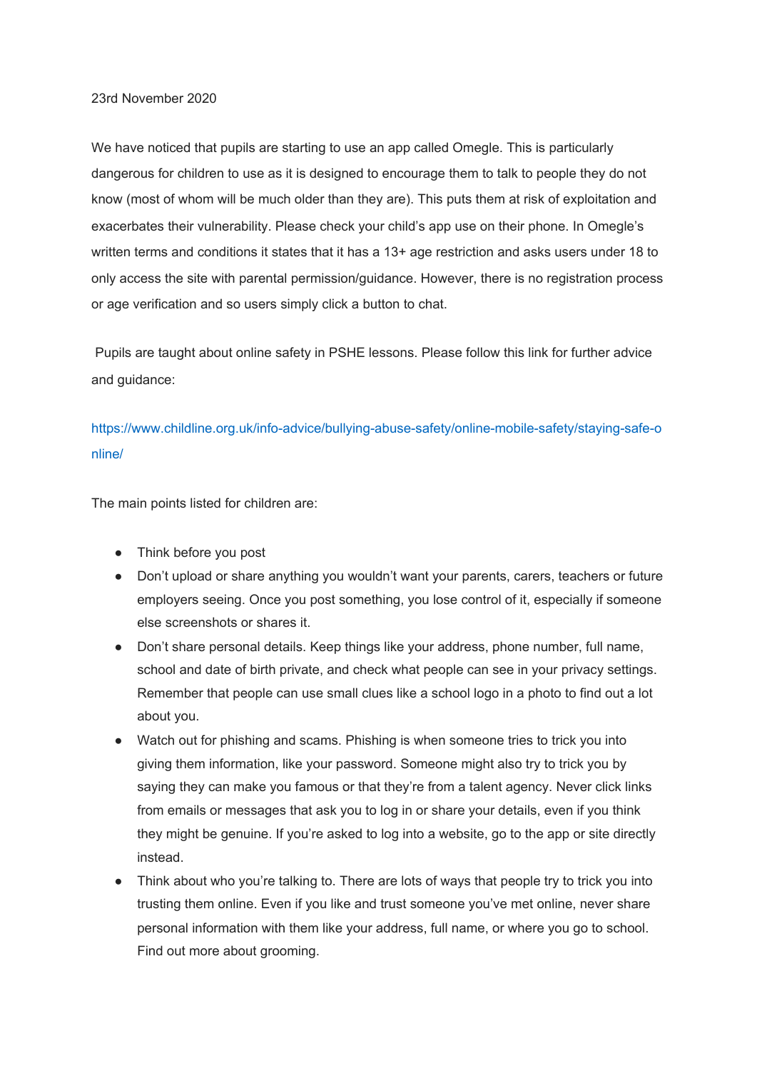23rd November 2020

We have noticed that pupils are starting to use an app called Omegle. This is particularly dangerous for children to use as it is designed to encourage them to talk to people they do not know (most of whom will be much older than they are). This puts them at risk of exploitation and exacerbates their vulnerability. Please check your child's app use on their phone. In Omegle's written terms and conditions it states that it has a 13+ age restriction and asks users under 18 to only access the site with parental permission/guidance. However, there is no registration process or age verification and so users simply click a button to chat.

Pupils are taught about online safety in PSHE lessons. Please follow this link for further advice and guidance:

https://www.childline.org.uk/info-advice/bullying-abuse-safety/online-mobile-safety/staying-safe-online/

The main points listed for children are:

- Think before you post
- Don't upload or share anything you wouldn't want your parents, carers, teachers or future employers seeing. Once you post something, you lose control of it, especially if someone else screenshots or shares it.
- Don't share personal details. Keep things like your address, phone number, full name, school and date of birth private, and check what people can see in your privacy settings. Remember that people can use small clues like a school logo in a photo to find out a lot about you.
- Watch out for phishing and scams. Phishing is when someone tries to trick you into giving them information, like your password. Someone might also try to trick you by saying they can make you famous or that they're from a talent agency. Never click links from emails or messages that ask you to log in or share your details, even if you think they might be genuine. If you're asked to log into a website, go to the app or site directly instead.
- Think about who you're talking to. There are lots of ways that people try to trick you into trusting them online. Even if you like and trust someone you've met online, never share personal information with them like your address, full name, or where you go to school. Find out more about grooming.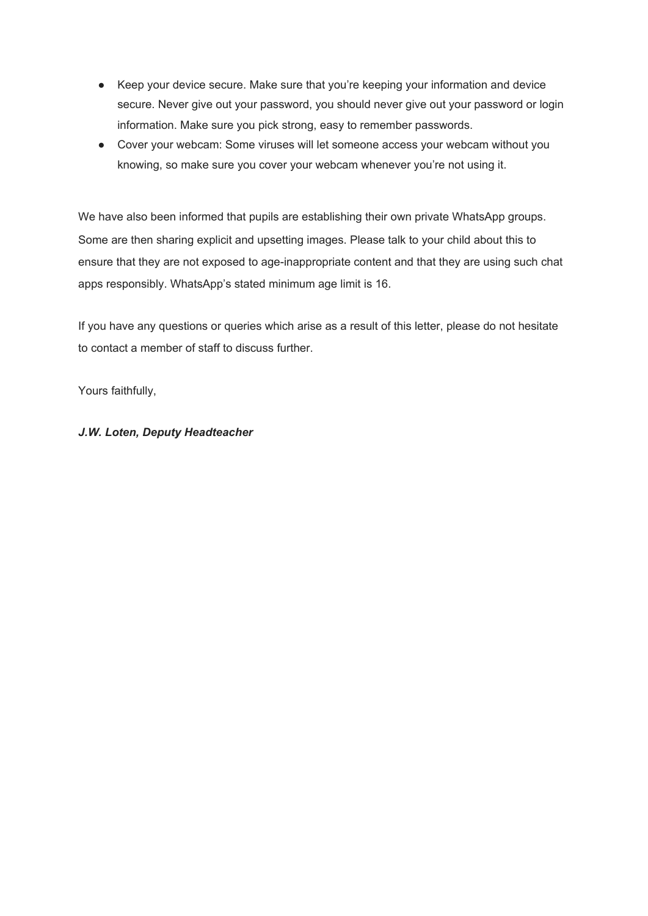- Keep your device secure. Make sure that you're keeping your information and device secure. Never give out your password, you should never give out your password or login information. Make sure you pick strong, easy to remember passwords.
- Cover your webcam: Some viruses will let someone access your webcam without you knowing, so make sure you cover your webcam whenever you're not using it.

We have also been informed that pupils are establishing their own private WhatsApp groups. Some are then sharing explicit and upsetting images. Please talk to your child about this to ensure that they are not exposed to age-inappropriate content and that they are using such chat apps responsibly. WhatsApp's stated minimum age limit is 16.

If you have any questions or queries which arise as a result of this letter, please do not hesitate to contact a member of staff to discuss further.

Yours faithfully,

***J.W. Loten, Deputy Headteacher***